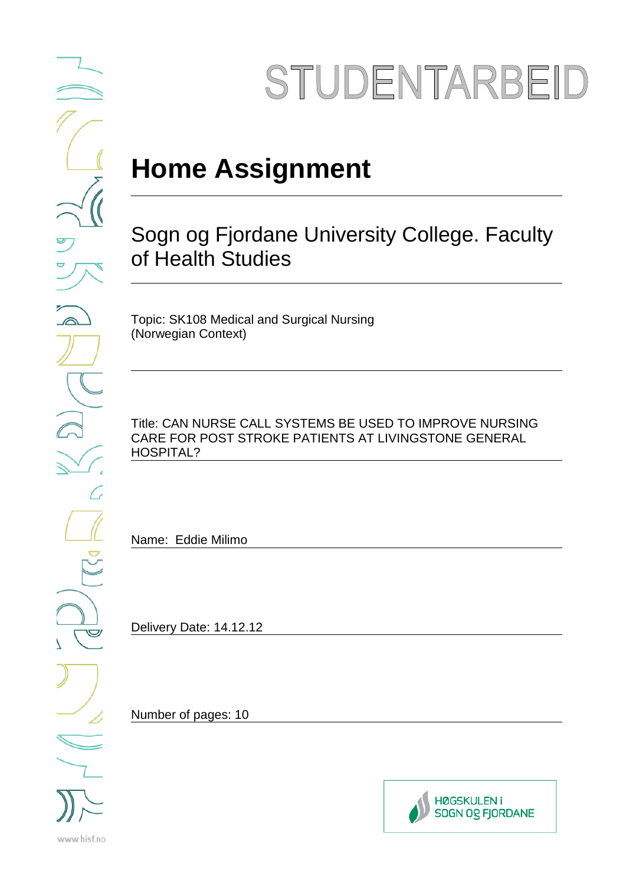# STUDENTARBEID

# Home Assignment

## Sogn og Fjordane University College. Faculty of Health Studies

Topic: SK108 Medical and Surgical Nursing (Norwegian Context)

Title: CAN NURSE CALL SYSTEMS BE USED TO IMPROVE NURSING CARE FOR POST STROKE PATIENTS AT LIVINGSTONE GENERAL HOSPITAL?

Name: Eddie Milimo

Delivery Date: 14.12.12

Number of pages: 10

HØGSKULEN i SOGN OG FJORDANE

www.hisf.no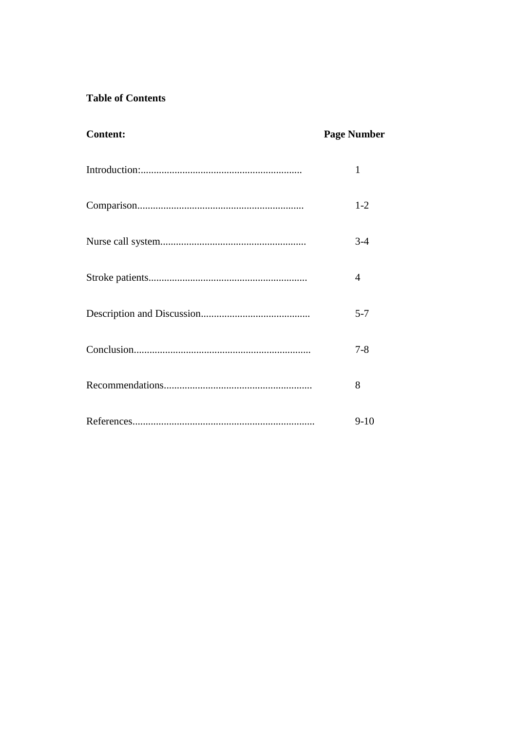**Table of Contents**

| **Content:** | **Page Number** |
|---|---|
| Introduction:............................................................. | 1 |
| Comparison................................................................ | 1-2 |
| Nurse call system........................................................ | 3-4 |
| Stroke patients............................................................. | 4 |
| Description and Discussion.......................................... | 5-7 |
| Conclusion................................................................... | 7-8 |
| Recommendations........................................................ | 8 |
| References..................................................................... | 9-10 |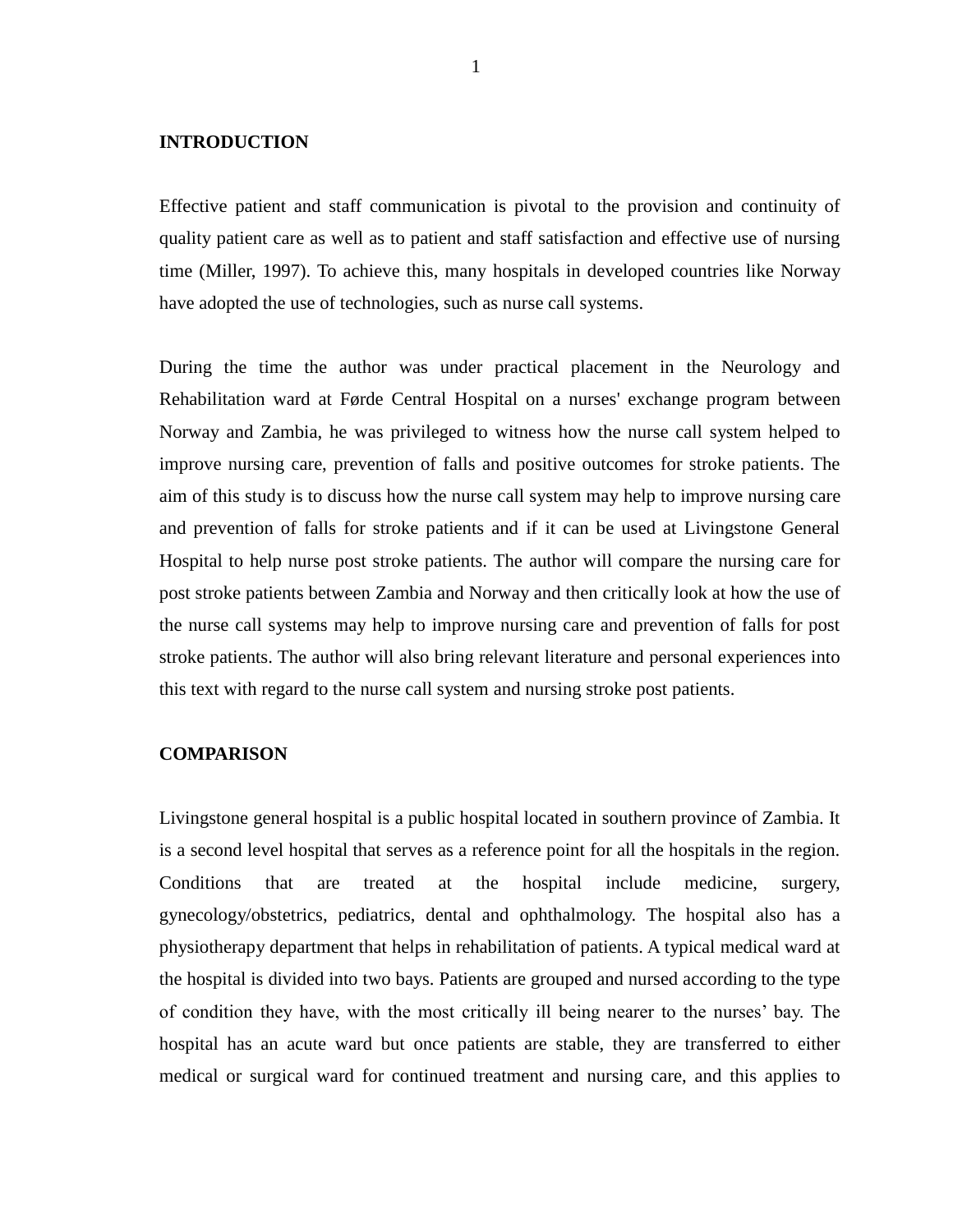## INTRODUCTION

Effective patient and staff communication is pivotal to the provision and continuity of quality patient care as well as to patient and staff satisfaction and effective use of nursing time (Miller, 1997). To achieve this, many hospitals in developed countries like Norway have adopted the use of technologies, such as nurse call systems.

During the time the author was under practical placement in the Neurology and Rehabilitation ward at Førde Central Hospital on a nurses' exchange program between Norway and Zambia, he was privileged to witness how the nurse call system helped to improve nursing care, prevention of falls and positive outcomes for stroke patients. The aim of this study is to discuss how the nurse call system may help to improve nursing care and prevention of falls for stroke patients and if it can be used at Livingstone General Hospital to help nurse post stroke patients. The author will compare the nursing care for post stroke patients between Zambia and Norway and then critically look at how the use of the nurse call systems may help to improve nursing care and prevention of falls for post stroke patients. The author will also bring relevant literature and personal experiences into this text with regard to the nurse call system and nursing stroke post patients.

## COMPARISON

Livingstone general hospital is a public hospital located in southern province of Zambia. It is a second level hospital that serves as a reference point for all the hospitals in the region. Conditions that are treated at the hospital include medicine, surgery, gynecology/obstetrics, pediatrics, dental and ophthalmology. The hospital also has a physiotherapy department that helps in rehabilitation of patients. A typical medical ward at the hospital is divided into two bays. Patients are grouped and nursed according to the type of condition they have, with the most critically ill being nearer to the nurses' bay. The hospital has an acute ward but once patients are stable, they are transferred to either medical or surgical ward for continued treatment and nursing care, and this applies to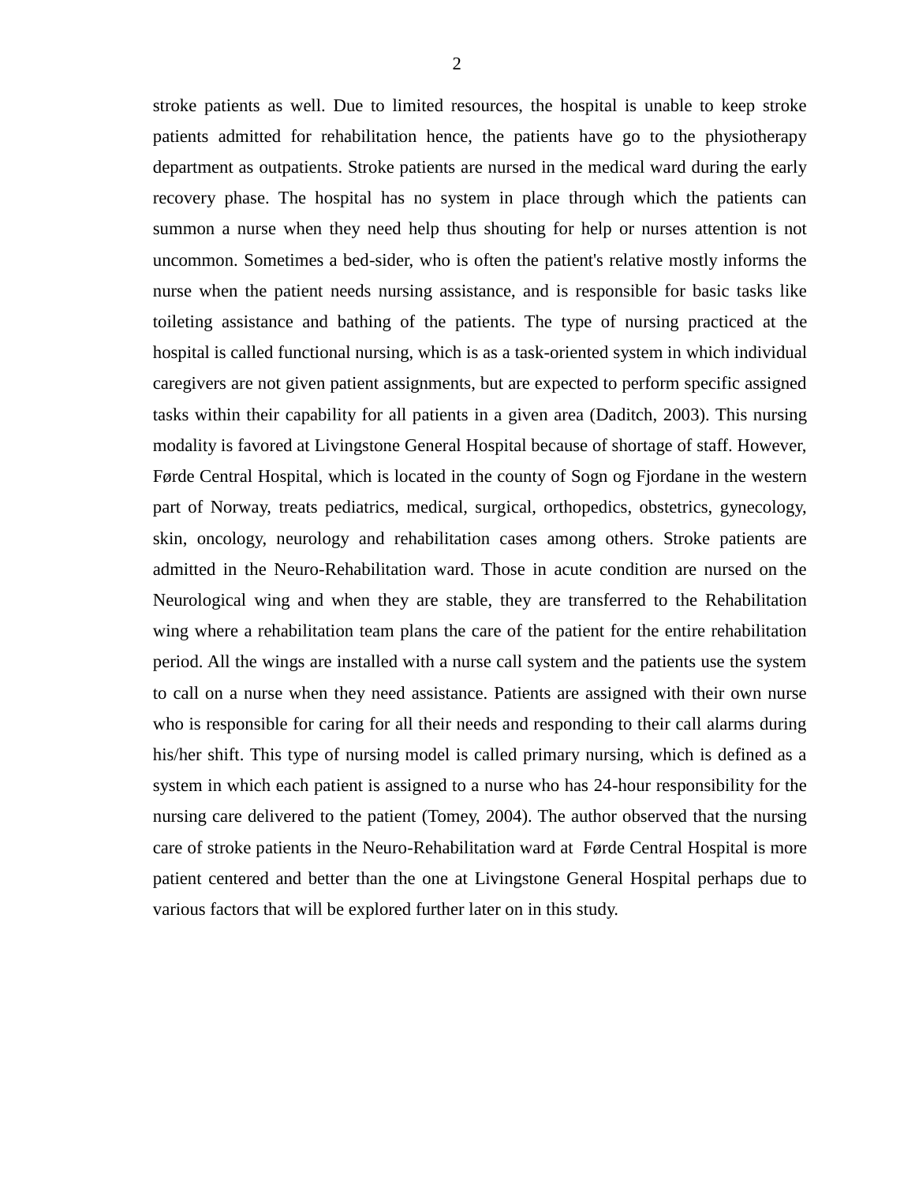stroke patients as well. Due to limited resources, the hospital is unable to keep stroke patients admitted for rehabilitation hence, the patients have go to the physiotherapy department as outpatients. Stroke patients are nursed in the medical ward during the early recovery phase. The hospital has no system in place through which the patients can summon a nurse when they need help thus shouting for help or nurses attention is not uncommon. Sometimes a bed-sider, who is often the patient's relative mostly informs the nurse when the patient needs nursing assistance, and is responsible for basic tasks like toileting assistance and bathing of the patients. The type of nursing practiced at the hospital is called functional nursing, which is as a task-oriented system in which individual caregivers are not given patient assignments, but are expected to perform specific assigned tasks within their capability for all patients in a given area (Daditch, 2003). This nursing modality is favored at Livingstone General Hospital because of shortage of staff. However, Førde Central Hospital, which is located in the county of Sogn og Fjordane in the western part of Norway, treats pediatrics, medical, surgical, orthopedics, obstetrics, gynecology, skin, oncology, neurology and rehabilitation cases among others. Stroke patients are admitted in the Neuro-Rehabilitation ward. Those in acute condition are nursed on the Neurological wing and when they are stable, they are transferred to the Rehabilitation wing where a rehabilitation team plans the care of the patient for the entire rehabilitation period. All the wings are installed with a nurse call system and the patients use the system to call on a nurse when they need assistance. Patients are assigned with their own nurse who is responsible for caring for all their needs and responding to their call alarms during his/her shift. This type of nursing model is called primary nursing, which is defined as a system in which each patient is assigned to a nurse who has 24-hour responsibility for the nursing care delivered to the patient (Tomey, 2004). The author observed that the nursing care of stroke patients in the Neuro-Rehabilitation ward at Førde Central Hospital is more patient centered and better than the one at Livingstone General Hospital perhaps due to various factors that will be explored further later on in this study.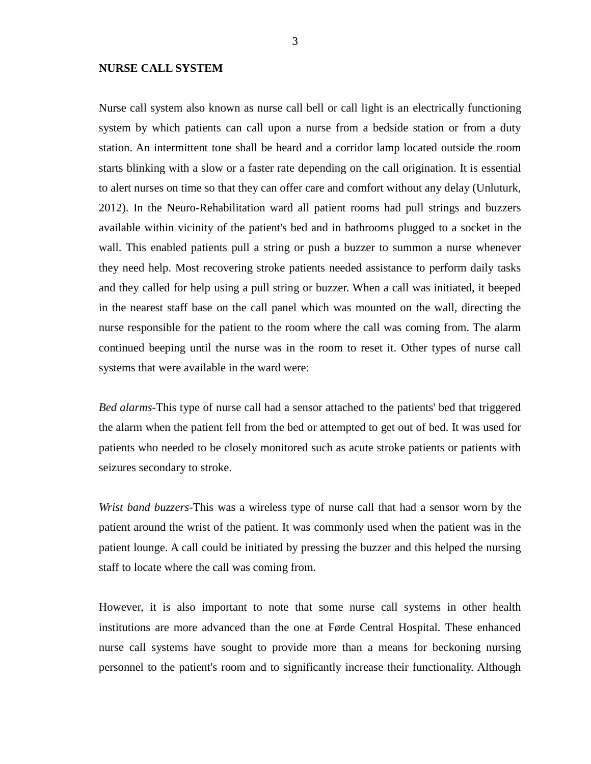**NURSE CALL SYSTEM**

Nurse call system also known as nurse call bell or call light is an electrically functioning system by which patients can call upon a nurse from a bedside station or from a duty station. An intermittent tone shall be heard and a corridor lamp located outside the room starts blinking with a slow or a faster rate depending on the call origination. It is essential to alert nurses on time so that they can offer care and comfort without any delay (Unluturk, 2012). In the Neuro-Rehabilitation ward all patient rooms had pull strings and buzzers available within vicinity of the patient's bed and in bathrooms plugged to a socket in the wall. This enabled patients pull a string or push a buzzer to summon a nurse whenever they need help. Most recovering stroke patients needed assistance to perform daily tasks and they called for help using a pull string or buzzer. When a call was initiated, it beeped in the nearest staff base on the call panel which was mounted on the wall, directing the nurse responsible for the patient to the room where the call was coming from. The alarm continued beeping until the nurse was in the room to reset it. Other types of nurse call systems that were available in the ward were:

*Bed alarms*-This type of nurse call had a sensor attached to the patients' bed that triggered the alarm when the patient fell from the bed or attempted to get out of bed. It was used for patients who needed to be closely monitored such as acute stroke patients or patients with seizures secondary to stroke.

*Wrist band buzzers*-This was a wireless type of nurse call that had a sensor worn by the patient around the wrist of the patient. It was commonly used when the patient was in the patient lounge. A call could be initiated by pressing the buzzer and this helped the nursing staff to locate where the call was coming from.

However, it is also important to note that some nurse call systems in other health institutions are more advanced than the one at Førde Central Hospital. These enhanced nurse call systems have sought to provide more than a means for beckoning nursing personnel to the patient's room and to significantly increase their functionality. Although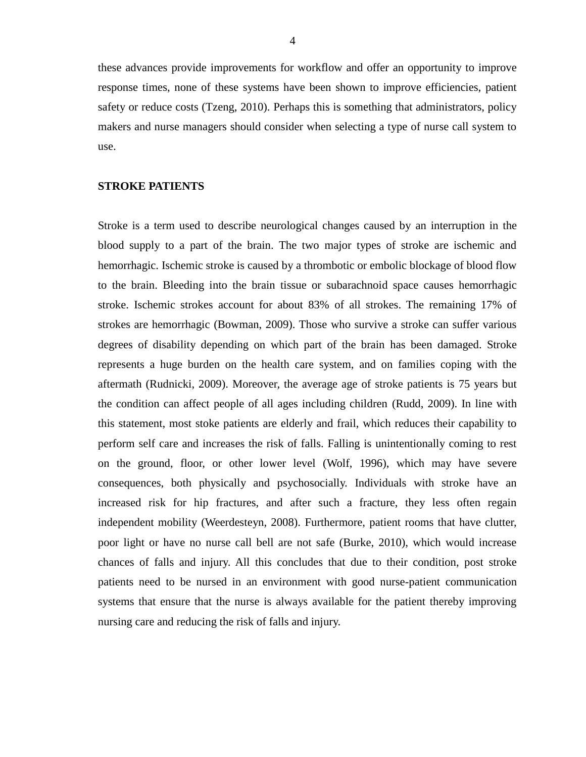these advances provide improvements for workflow and offer an opportunity to improve response times, none of these systems have been shown to improve efficiencies, patient safety or reduce costs (Tzeng, 2010). Perhaps this is something that administrators, policy makers and nurse managers should consider when selecting a type of nurse call system to use.

## STROKE PATIENTS

Stroke is a term used to describe neurological changes caused by an interruption in the blood supply to a part of the brain. The two major types of stroke are ischemic and hemorrhagic. Ischemic stroke is caused by a thrombotic or embolic blockage of blood flow to the brain. Bleeding into the brain tissue or subarachnoid space causes hemorrhagic stroke. Ischemic strokes account for about 83% of all strokes. The remaining 17% of strokes are hemorrhagic (Bowman, 2009). Those who survive a stroke can suffer various degrees of disability depending on which part of the brain has been damaged. Stroke represents a huge burden on the health care system, and on families coping with the aftermath (Rudnicki, 2009). Moreover, the average age of stroke patients is 75 years but the condition can affect people of all ages including children (Rudd, 2009). In line with this statement, most stoke patients are elderly and frail, which reduces their capability to perform self care and increases the risk of falls. Falling is unintentionally coming to rest on the ground, floor, or other lower level (Wolf, 1996), which may have severe consequences, both physically and psychosocially. Individuals with stroke have an increased risk for hip fractures, and after such a fracture, they less often regain independent mobility (Weerdesteyn, 2008). Furthermore, patient rooms that have clutter, poor light or have no nurse call bell are not safe (Burke, 2010), which would increase chances of falls and injury. All this concludes that due to their condition, post stroke patients need to be nursed in an environment with good nurse-patient communication systems that ensure that the nurse is always available for the patient thereby improving nursing care and reducing the risk of falls and injury.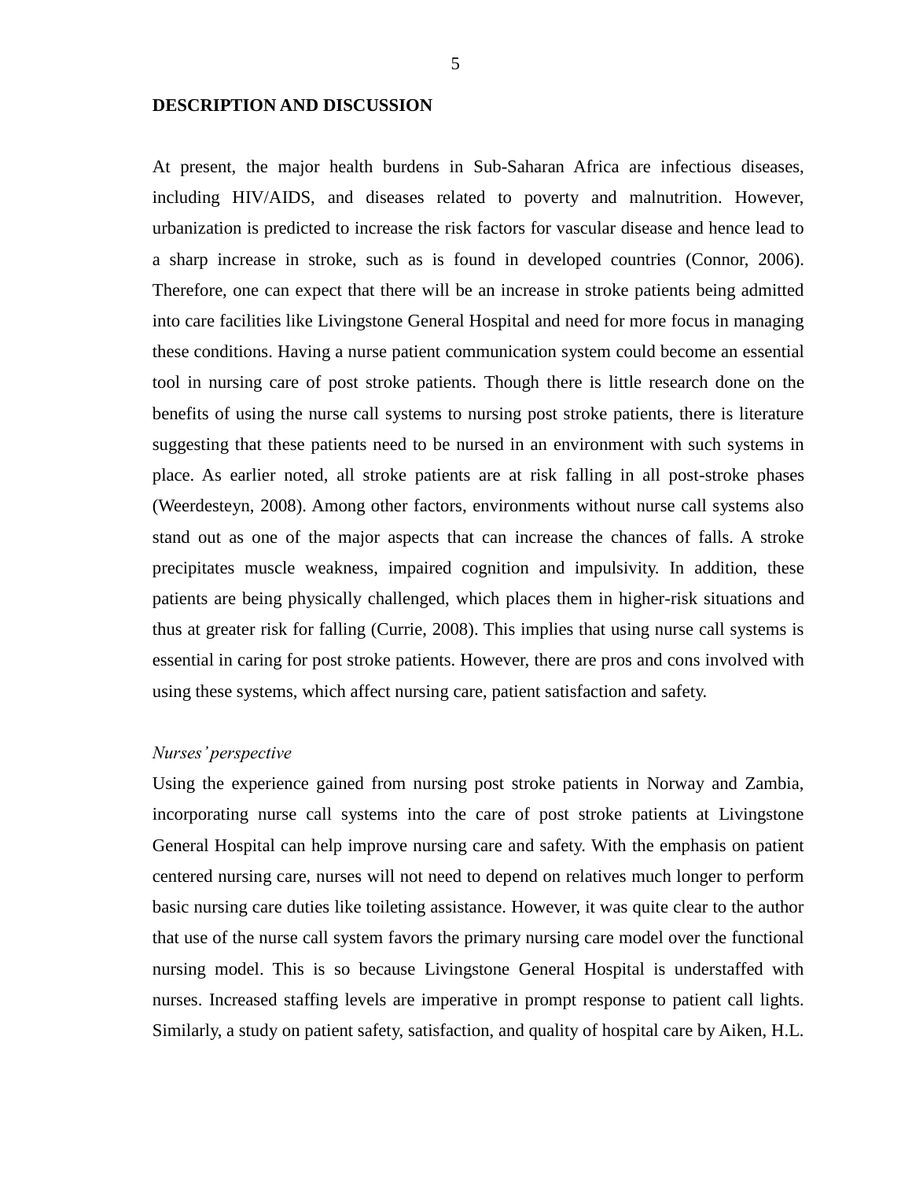## DESCRIPTION AND DISCUSSION

At present, the major health burdens in Sub-Saharan Africa are infectious diseases, including HIV/AIDS, and diseases related to poverty and malnutrition. However, urbanization is predicted to increase the risk factors for vascular disease and hence lead to a sharp increase in stroke, such as is found in developed countries (Connor, 2006). Therefore, one can expect that there will be an increase in stroke patients being admitted into care facilities like Livingstone General Hospital and need for more focus in managing these conditions. Having a nurse patient communication system could become an essential tool in nursing care of post stroke patients. Though there is little research done on the benefits of using the nurse call systems to nursing post stroke patients, there is literature suggesting that these patients need to be nursed in an environment with such systems in place. As earlier noted, all stroke patients are at risk falling in all post-stroke phases (Weerdesteyn, 2008). Among other factors, environments without nurse call systems also stand out as one of the major aspects that can increase the chances of falls. A stroke precipitates muscle weakness, impaired cognition and impulsivity. In addition, these patients are being physically challenged, which places them in higher-risk situations and thus at greater risk for falling (Currie, 2008). This implies that using nurse call systems is essential in caring for post stroke patients. However, there are pros and cons involved with using these systems, which affect nursing care, patient satisfaction and safety.

*Nurses' perspective*

Using the experience gained from nursing post stroke patients in Norway and Zambia, incorporating nurse call systems into the care of post stroke patients at Livingstone General Hospital can help improve nursing care and safety. With the emphasis on patient centered nursing care, nurses will not need to depend on relatives much longer to perform basic nursing care duties like toileting assistance. However, it was quite clear to the author that use of the nurse call system favors the primary nursing care model over the functional nursing model. This is so because Livingstone General Hospital is understaffed with nurses. Increased staffing levels are imperative in prompt response to patient call lights. Similarly, a study on patient safety, satisfaction, and quality of hospital care by Aiken, H.L.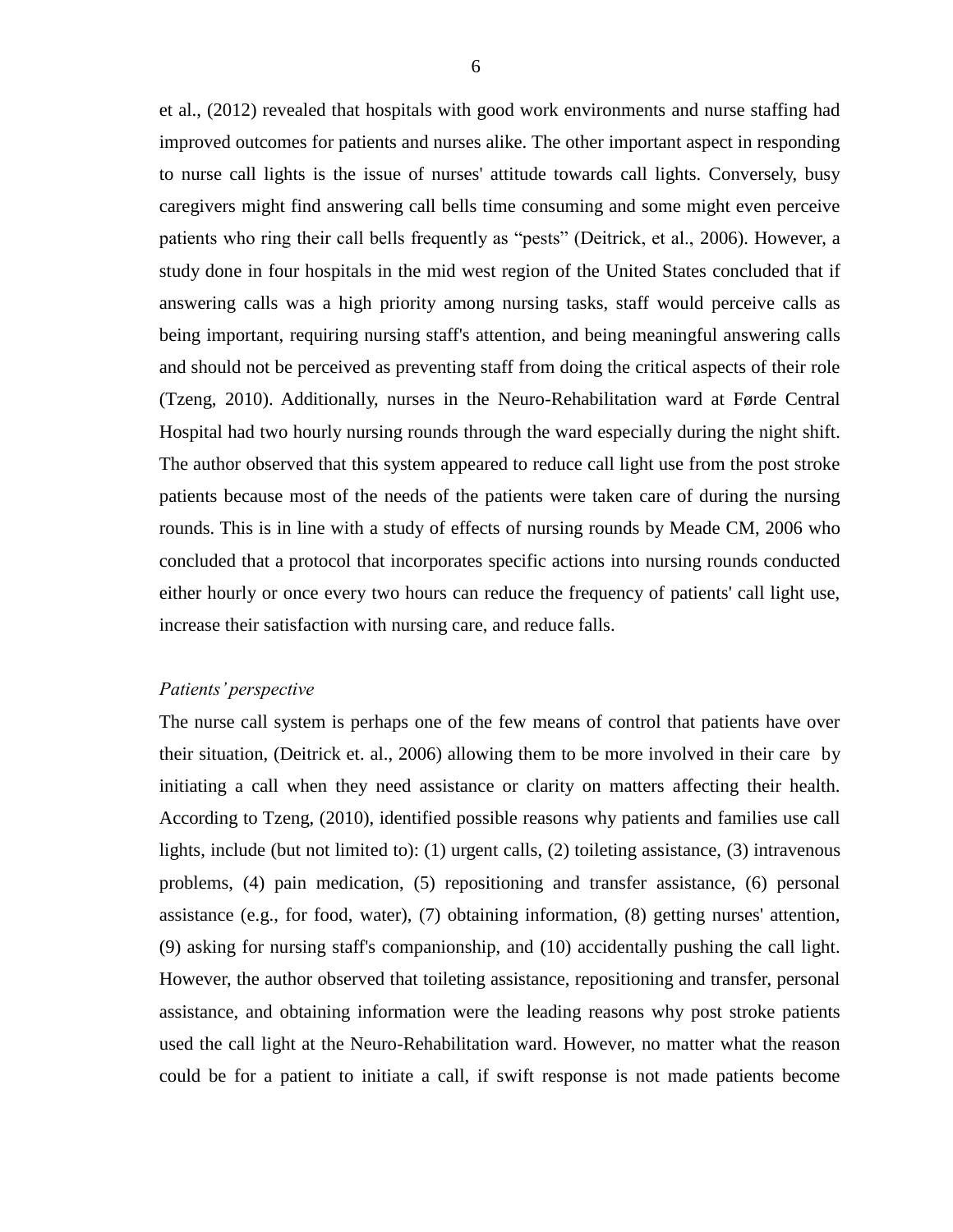et al., (2012) revealed that hospitals with good work environments and nurse staffing had improved outcomes for patients and nurses alike. The other important aspect in responding to nurse call lights is the issue of nurses' attitude towards call lights. Conversely, busy caregivers might find answering call bells time consuming and some might even perceive patients who ring their call bells frequently as "pests" (Deitrick, et al., 2006). However, a study done in four hospitals in the mid west region of the United States concluded that if answering calls was a high priority among nursing tasks, staff would perceive calls as being important, requiring nursing staff's attention, and being meaningful answering calls and should not be perceived as preventing staff from doing the critical aspects of their role (Tzeng, 2010). Additionally, nurses in the Neuro-Rehabilitation ward at Førde Central Hospital had two hourly nursing rounds through the ward especially during the night shift. The author observed that this system appeared to reduce call light use from the post stroke patients because most of the needs of the patients were taken care of during the nursing rounds. This is in line with a study of effects of nursing rounds by Meade CM, 2006 who concluded that a protocol that incorporates specific actions into nursing rounds conducted either hourly or once every two hours can reduce the frequency of patients' call light use, increase their satisfaction with nursing care, and reduce falls.

*Patients' perspective*

The nurse call system is perhaps one of the few means of control that patients have over their situation, (Deitrick et. al., 2006) allowing them to be more involved in their care by initiating a call when they need assistance or clarity on matters affecting their health. According to Tzeng, (2010), identified possible reasons why patients and families use call lights, include (but not limited to): (1) urgent calls, (2) toileting assistance, (3) intravenous problems, (4) pain medication, (5) repositioning and transfer assistance, (6) personal assistance (e.g., for food, water), (7) obtaining information, (8) getting nurses' attention, (9) asking for nursing staff's companionship, and (10) accidentally pushing the call light. However, the author observed that toileting assistance, repositioning and transfer, personal assistance, and obtaining information were the leading reasons why post stroke patients used the call light at the Neuro-Rehabilitation ward. However, no matter what the reason could be for a patient to initiate a call, if swift response is not made patients become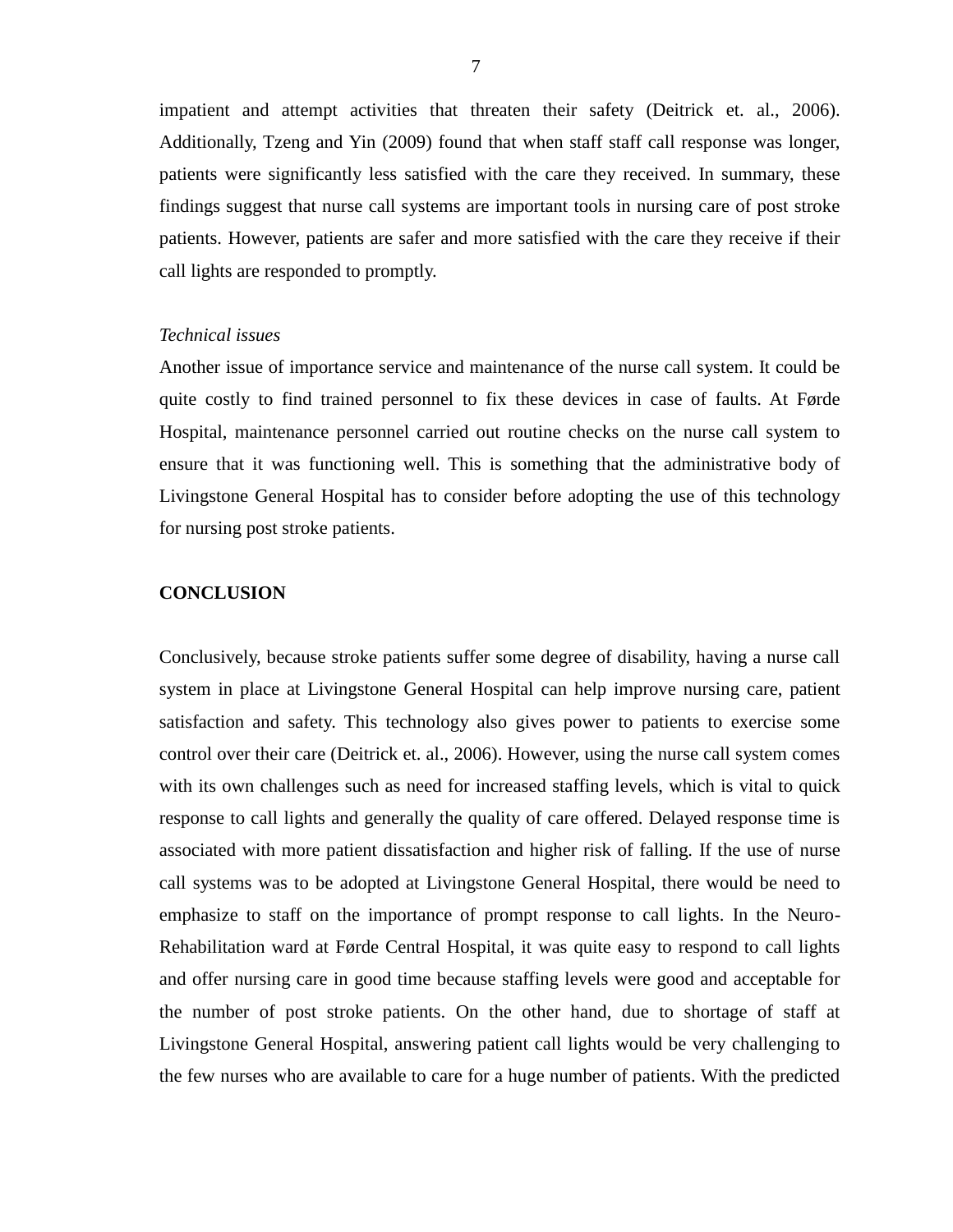impatient and attempt activities that threaten their safety (Deitrick et. al., 2006). Additionally, Tzeng and Yin (2009) found that when staff staff call response was longer, patients were significantly less satisfied with the care they received. In summary, these findings suggest that nurse call systems are important tools in nursing care of post stroke patients. However, patients are safer and more satisfied with the care they receive if their call lights are responded to promptly.

*Technical issues*

Another issue of importance service and maintenance of the nurse call system. It could be quite costly to find trained personnel to fix these devices in case of faults. At Førde Hospital, maintenance personnel carried out routine checks on the nurse call system to ensure that it was functioning well. This is something that the administrative body of Livingstone General Hospital has to consider before adopting the use of this technology for nursing post stroke patients.

**CONCLUSION**

Conclusively, because stroke patients suffer some degree of disability, having a nurse call system in place at Livingstone General Hospital can help improve nursing care, patient satisfaction and safety. This technology also gives power to patients to exercise some control over their care (Deitrick et. al., 2006). However, using the nurse call system comes with its own challenges such as need for increased staffing levels, which is vital to quick response to call lights and generally the quality of care offered. Delayed response time is associated with more patient dissatisfaction and higher risk of falling. If the use of nurse call systems was to be adopted at Livingstone General Hospital, there would be need to emphasize to staff on the importance of prompt response to call lights. In the Neuro-Rehabilitation ward at Førde Central Hospital, it was quite easy to respond to call lights and offer nursing care in good time because staffing levels were good and acceptable for the number of post stroke patients. On the other hand, due to shortage of staff at Livingstone General Hospital, answering patient call lights would be very challenging to the few nurses who are available to care for a huge number of patients. With the predicted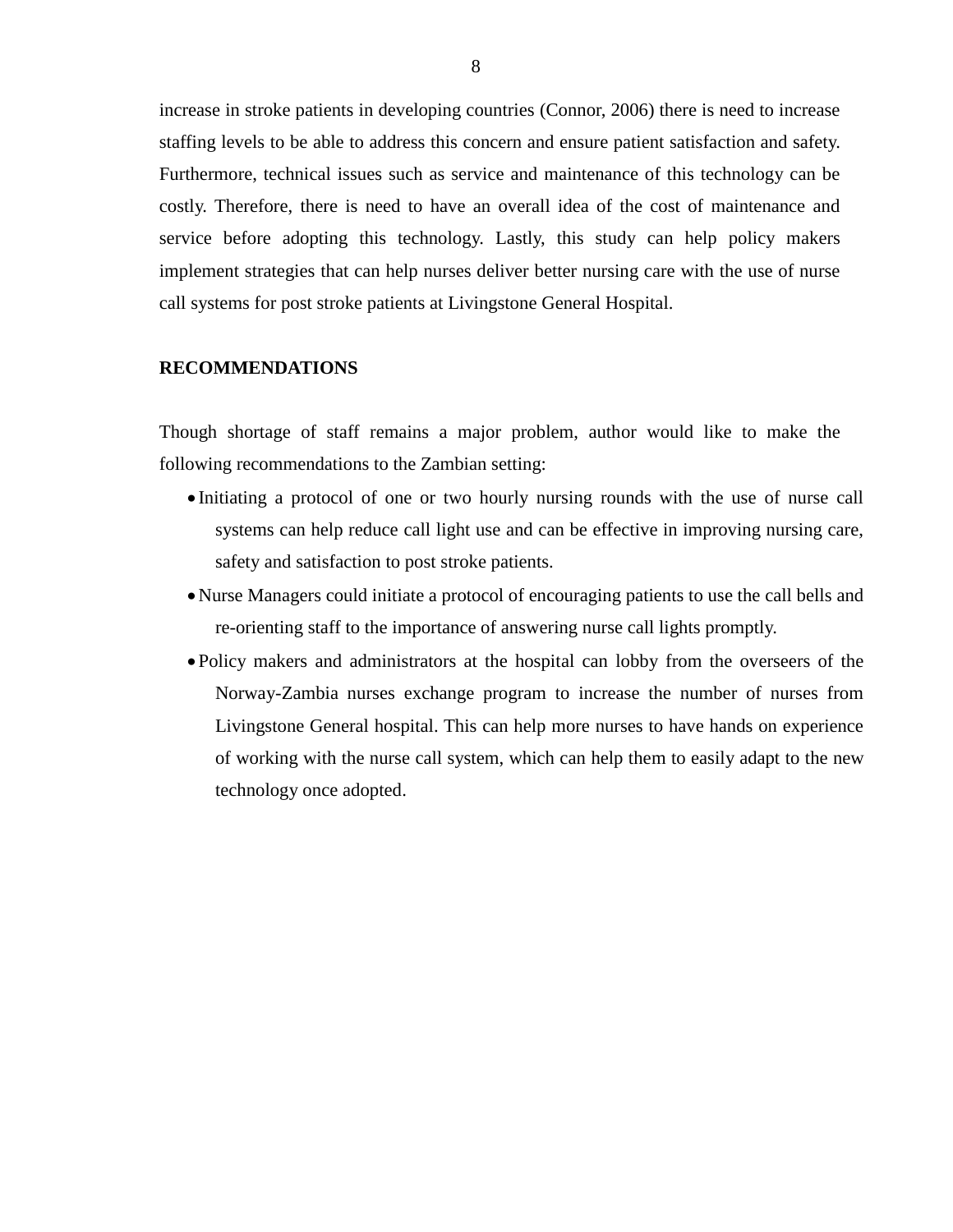increase in stroke patients in developing countries (Connor, 2006) there is need to increase staffing levels to be able to address this concern and ensure patient satisfaction and safety. Furthermore, technical issues such as service and maintenance of this technology can be costly. Therefore, there is need to have an overall idea of the cost of maintenance and service before adopting this technology. Lastly, this study can help policy makers implement strategies that can help nurses deliver better nursing care with the use of nurse call systems for post stroke patients at Livingstone General Hospital.

**RECOMMENDATIONS**

Though shortage of staff remains a major problem, author would like to make the following recommendations to the Zambian setting:

- Initiating a protocol of one or two hourly nursing rounds with the use of nurse call systems can help reduce call light use and can be effective in improving nursing care, safety and satisfaction to post stroke patients.
- Nurse Managers could initiate a protocol of encouraging patients to use the call bells and re-orienting staff to the importance of answering nurse call lights promptly.
- Policy makers and administrators at the hospital can lobby from the overseers of the Norway-Zambia nurses exchange program to increase the number of nurses from Livingstone General hospital. This can help more nurses to have hands on experience of working with the nurse call system, which can help them to easily adapt to the new technology once adopted.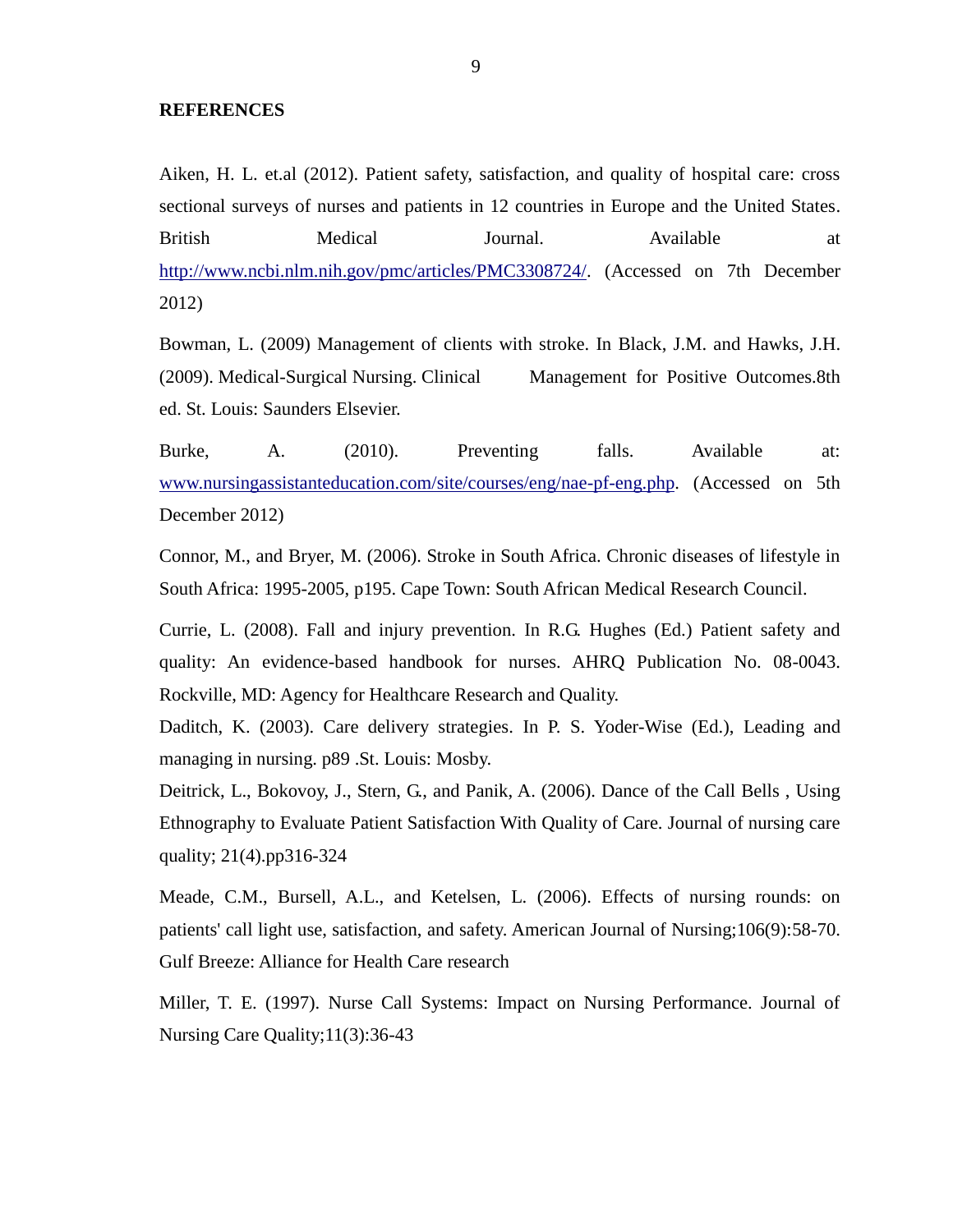**REFERENCES**

Aiken, H. L. et.al (2012). Patient safety, satisfaction, and quality of hospital care: cross sectional surveys of nurses and patients in 12 countries in Europe and the United States. British Medical Journal. Available at http://www.ncbi.nlm.nih.gov/pmc/articles/PMC3308724/. (Accessed on 7th December 2012)

Bowman, L. (2009) Management of clients with stroke. In Black, J.M. and Hawks, J.H. (2009). Medical-Surgical Nursing. Clinical Management for Positive Outcomes.8th ed. St. Louis: Saunders Elsevier.

Burke, A. (2010). Preventing falls. Available at: www.nursingassistanteducation.com/site/courses/eng/nae-pf-eng.php. (Accessed on 5th December 2012)

Connor, M., and Bryer, M. (2006). Stroke in South Africa. Chronic diseases of lifestyle in South Africa: 1995-2005, p195. Cape Town: South African Medical Research Council.

Currie, L. (2008). Fall and injury prevention. In R.G. Hughes (Ed.) Patient safety and quality: An evidence-based handbook for nurses. AHRQ Publication No. 08-0043. Rockville, MD: Agency for Healthcare Research and Quality.

Daditch, K. (2003). Care delivery strategies. In P. S. Yoder-Wise (Ed.), Leading and managing in nursing. p89 .St. Louis: Mosby.

Deitrick, L., Bokovoy, J., Stern, G., and Panik, A. (2006). Dance of the Call Bells , Using Ethnography to Evaluate Patient Satisfaction With Quality of Care. Journal of nursing care quality; 21(4).pp316-324

Meade, C.M., Bursell, A.L., and Ketelsen, L. (2006). Effects of nursing rounds: on patients' call light use, satisfaction, and safety. American Journal of Nursing;106(9):58-70. Gulf Breeze: Alliance for Health Care research

Miller, T. E. (1997). Nurse Call Systems: Impact on Nursing Performance. Journal of Nursing Care Quality;11(3):36-43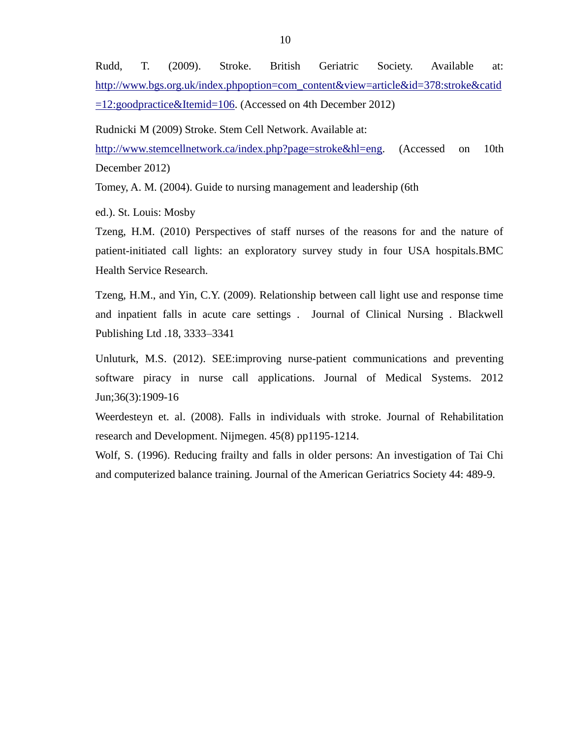Rudd, T. (2009). Stroke. British Geriatric Society. Available at: [http://www.bgs.org.uk/index.phpoption=com_content&view=article&id=378:stroke&catid=12:goodpractice&Itemid=106](http://www.bgs.org.uk/index.phpoption=com_content&view=article&id=378:stroke&catid=12:goodpractice&Itemid=106). (Accessed on 4th December 2012)

Rudnicki M (2009) Stroke. Stem Cell Network. Available at: [http://www.stemcellnetwork.ca/index.php?page=stroke&hl=eng](http://www.stemcellnetwork.ca/index.php?page=stroke&hl=eng). (Accessed on 10th December 2012)

Tomey, A. M. (2004). Guide to nursing management and leadership (6th

ed.). St. Louis: Mosby

Tzeng, H.M. (2010) Perspectives of staff nurses of the reasons for and the nature of patient-initiated call lights: an exploratory survey study in four USA hospitals.BMC Health Service Research.

Tzeng, H.M., and Yin, C.Y. (2009). Relationship between call light use and response time and inpatient falls in acute care settings . Journal of Clinical Nursing . Blackwell Publishing Ltd .18, 3333–3341

Unluturk, M.S. (2012). SEE:improving nurse-patient communications and preventing software piracy in nurse call applications. Journal of Medical Systems. 2012 Jun;36(3):1909-16

Weerdesteyn et. al. (2008). Falls in individuals with stroke. Journal of Rehabilitation research and Development. Nijmegen. 45(8) pp1195-1214.

Wolf, S. (1996). Reducing frailty and falls in older persons: An investigation of Tai Chi and computerized balance training. Journal of the American Geriatrics Society 44: 489-9.